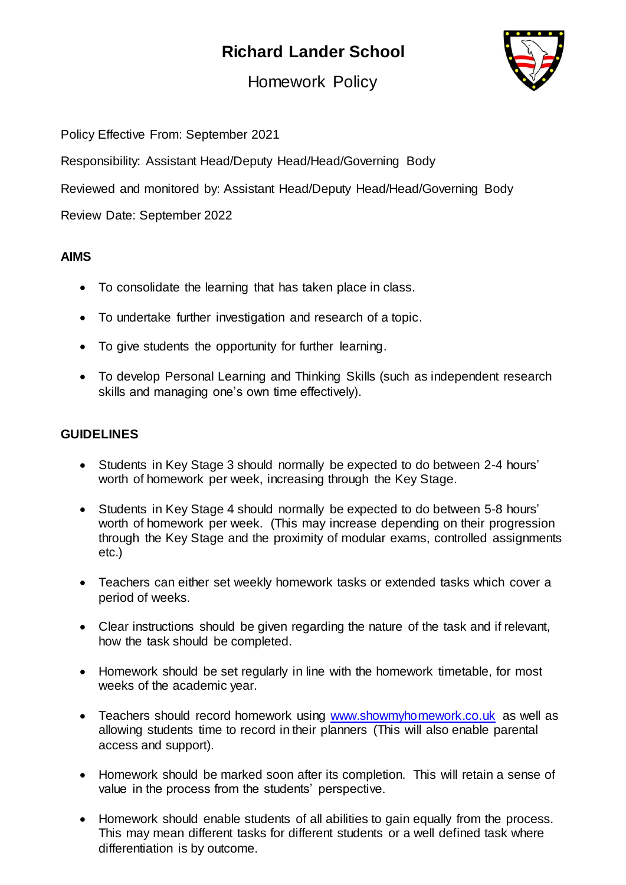# Richard Lander School

## Homework Policy

Policy Effective From: September 2021

Responsibility: Assistant Head/Deputy Head/Head/Governing Body

Reviewed and monitored by: Assistant Head/Deputy Head/Head/Governing Body

Review Date: September 2022

### AIMS

- To consolidate the learning that has taken place in class.
- To undertake further investigation and research of a topic.
- To give students the opportunity for further learning.
- To develop Personal Learning and Thinking Skills (such as independent research skills and managing one's own time effectively).

### GUIDELINES

- Students in Key Stage 3 should normally be expected to do between 2-4 hours' worth of homework per week, increasing through the Key Stage.
- Students in Key Stage 4 should normally be expected to do between 5-8 hours' worth of homework per week. (This may increase depending on their progression through the Key Stage and the proximity of modular exams, controlled assignments etc.)
- Teachers can either set weekly homework tasks or extended tasks which cover a period of weeks.
- Clear instructions should be given regarding the nature of the task and if relevant, how the task should be completed.
- Homework should be set regularly in line with the homework timetable, for most weeks of the academic year.
- Teachers should record homework using [www.showmyhomework.co.uk](http://www.showmyhomework.co.uk) as well as allowing students time to record in their planners (This will also enable parental access and support).
- Homework should be marked soon after its completion. This will retain a sense of value in the process from the students' perspective.
- Homework should enable students of all abilities to gain equally from the process. This may mean different tasks for different students or a well defined task where differentiation is by outcome.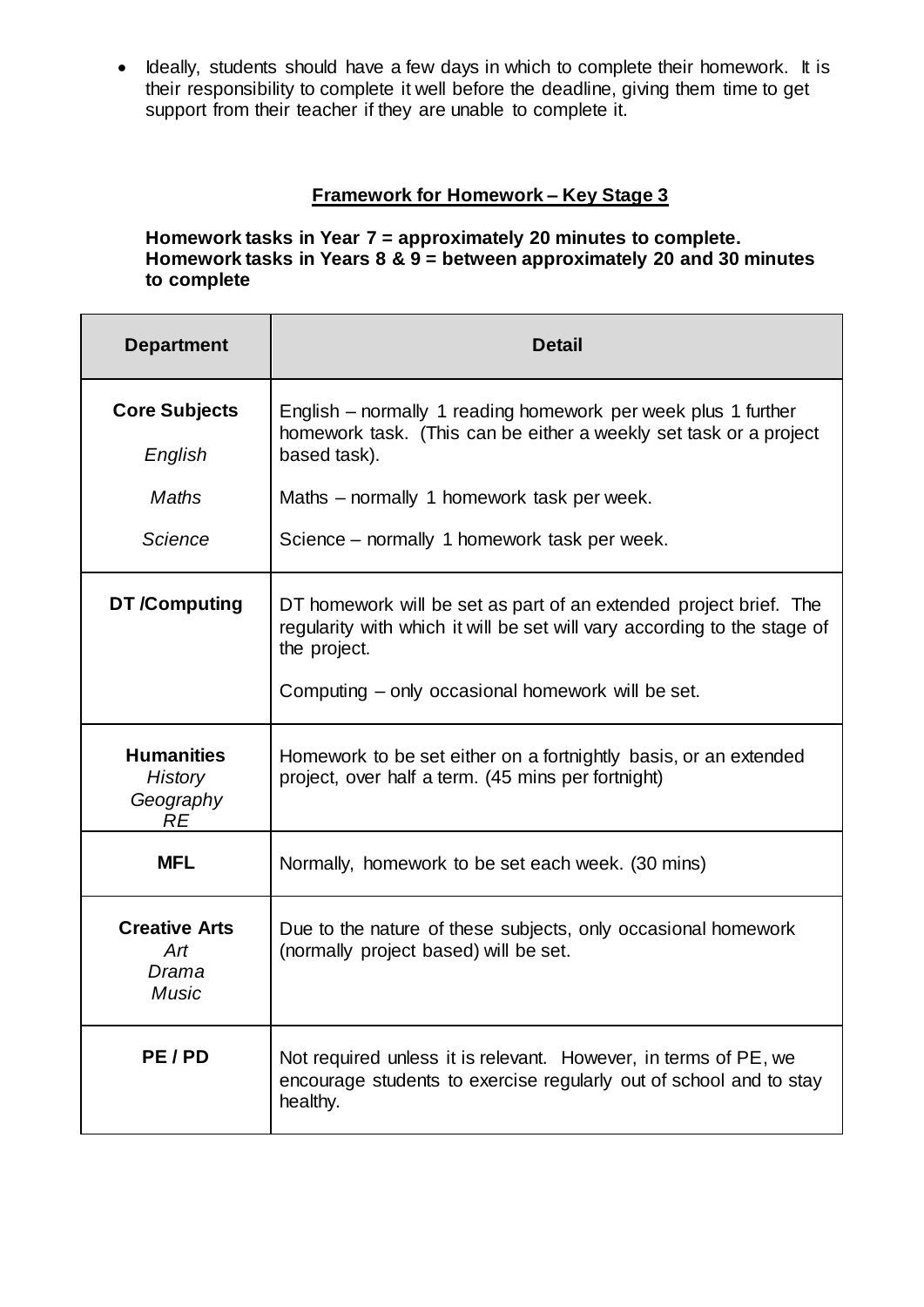- Ideally, students should have a few days in which to complete their homework. It is their responsibility to complete it well before the deadline, giving them time to get support from their teacher if they are unable to complete it.

## Framework for Homework – Key Stage 3

**Homework tasks in Year 7 = approximately 20 minutes to complete.**
**Homework tasks in Years 8 & 9 = between approximately 20 and 30 minutes to complete**

| Department | Detail |
| --- | --- |
| **Core Subjects**<br>*English*<br>*Maths*<br>*Science* | English – normally 1 reading homework per week plus 1 further homework task. (This can be either a weekly set task or a project based task).<br>Maths – normally 1 homework task per week.<br>Science – normally 1 homework task per week. |
| **DT /Computing** | DT homework will be set as part of an extended project brief. The regularity with which it will be set will vary according to the stage of the project.<br>Computing – only occasional homework will be set. |
| **Humanities**<br>*History*<br>*Geography*<br>*RE* | Homework to be set either on a fortnightly basis, or an extended project, over half a term. (45 mins per fortnight) |
| **MFL** | Normally, homework to be set each week. (30 mins) |
| **Creative Arts**<br>*Art*<br>*Drama*<br>*Music* | Due to the nature of these subjects, only occasional homework (normally project based) will be set. |
| **PE / PD** | Not required unless it is relevant. However, in terms of PE, we encourage students to exercise regularly out of school and to stay healthy. |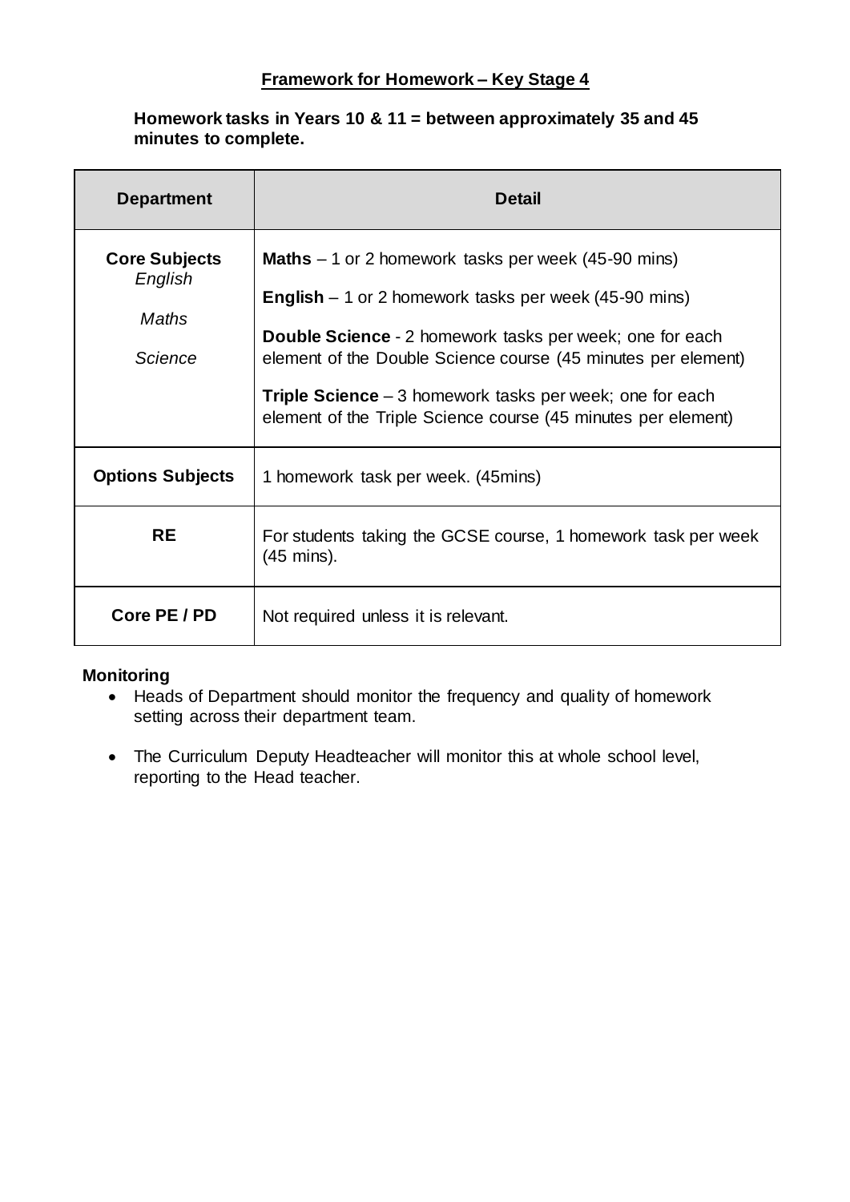## Framework for Homework – Key Stage 4

**Homework tasks in Years 10 & 11 = between approximately 35 and 45 minutes to complete.**

| Department | Detail |
|---|---|
| **Core Subjects**<br>*English*<br>*Maths*<br>*Science* | **Maths** – 1 or 2 homework tasks per week (45-90 mins)<br>**English** – 1 or 2 homework tasks per week (45-90 mins)<br>**Double Science** - 2 homework tasks per week; one for each element of the Double Science course (45 minutes per element)<br>**Triple Science** – 3 homework tasks per week; one for each element of the Triple Science course (45 minutes per element) |
| **Options Subjects** | 1 homework task per week. (45mins) |
| **RE** | For students taking the GCSE course, 1 homework task per week (45 mins). |
| **Core PE / PD** | Not required unless it is relevant. |

**Monitoring**

- Heads of Department should monitor the frequency and quality of homework setting across their department team.
- The Curriculum Deputy Headteacher will monitor this at whole school level, reporting to the Head teacher.